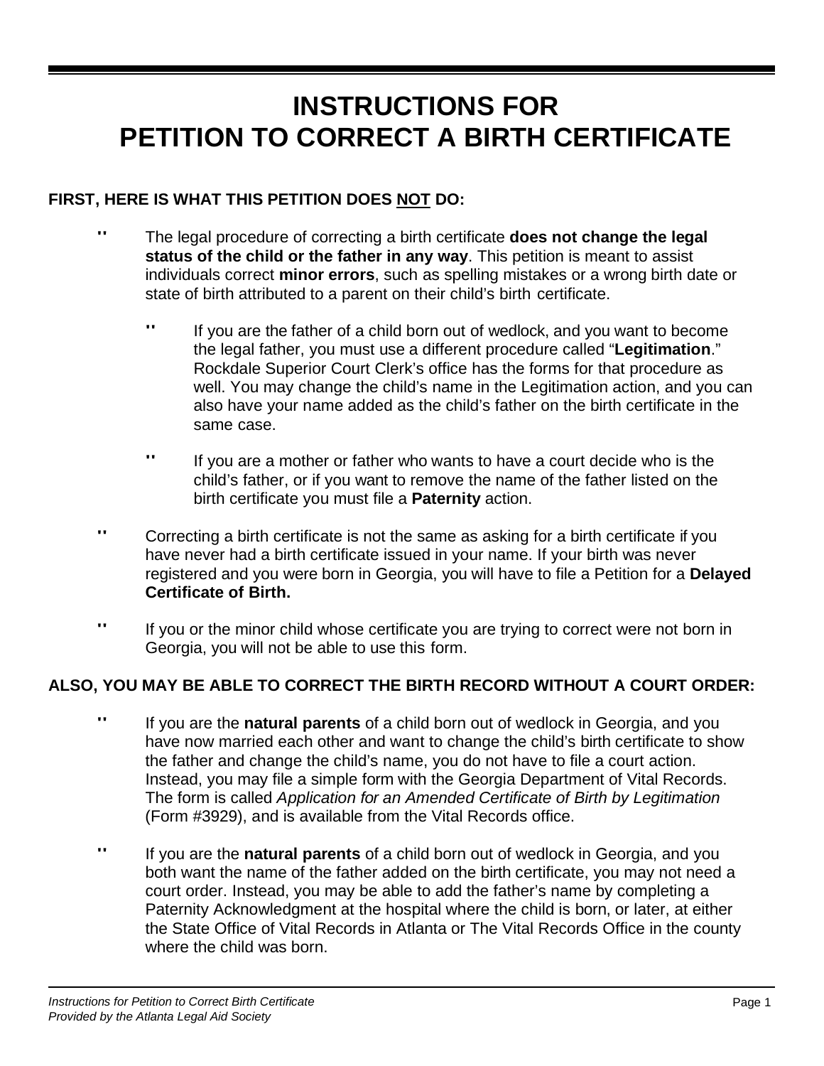# INSTRUCTIONS FOR PETITION TO CORRECT A BIRTH CERTIFICATE

**FIRST, HERE IS WHAT THIS PETITION DOES <u>NOT</u> DO:**

- The legal procedure of correcting a birth certificate **does not change the legal status of the child or the father in any way**. This petition is meant to assist individuals correct **minor errors**, such as spelling mistakes or a wrong birth date or state of birth attributed to a parent on their child's birth certificate.
  - If you are the father of a child born out of wedlock, and you want to become the legal father, you must use a different procedure called "**Legitimation**." Rockdale Superior Court Clerk's office has the forms for that procedure as well. You may change the child's name in the Legitimation action, and you can also have your name added as the child's father on the birth certificate in the same case.
  - If you are a mother or father who wants to have a court decide who is the child's father, or if you want to remove the name of the father listed on the birth certificate you must file a **Paternity** action.
- Correcting a birth certificate is not the same as asking for a birth certificate if you have never had a birth certificate issued in your name. If your birth was never registered and you were born in Georgia, you will have to file a Petition for a **Delayed Certificate of Birth.**
- If you or the minor child whose certificate you are trying to correct were not born in Georgia, you will not be able to use this form.

**ALSO, YOU MAY BE ABLE TO CORRECT THE BIRTH RECORD WITHOUT A COURT ORDER:**

- If you are the **natural parents** of a child born out of wedlock in Georgia, and you have now married each other and want to change the child's birth certificate to show the father and change the child's name, you do not have to file a court action. Instead, you may file a simple form with the Georgia Department of Vital Records. The form is called *Application for an Amended Certificate of Birth by Legitimation* (Form #3929), and is available from the Vital Records office.
- If you are the **natural parents** of a child born out of wedlock in Georgia, and you both want the name of the father added on the birth certificate, you may not need a court order. Instead, you may be able to add the father's name by completing a Paternity Acknowledgment at the hospital where the child is born, or later, at either the State Office of Vital Records in Atlanta or The Vital Records Office in the county where the child was born.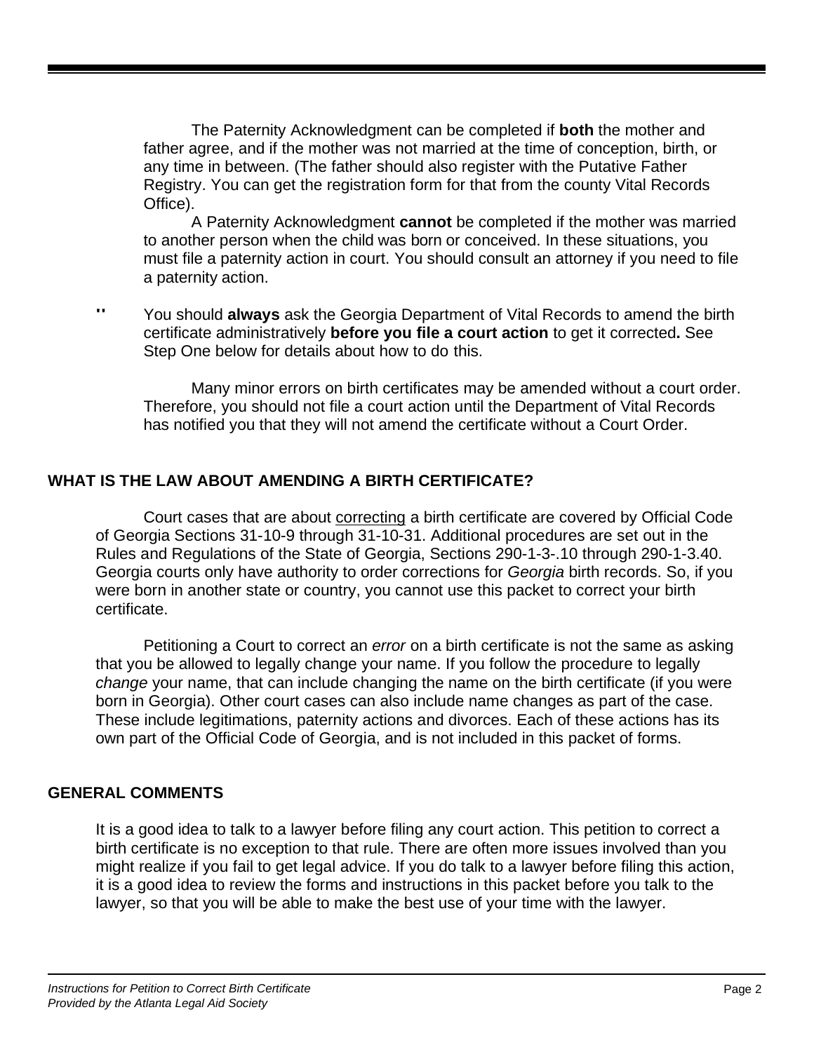The Paternity Acknowledgment can be completed if **both** the mother and father agree, and if the mother was not married at the time of conception, birth, or any time in between. (The father should also register with the Putative Father Registry. You can get the registration form for that from the county Vital Records Office).

A Paternity Acknowledgment **cannot** be completed if the mother was married to another person when the child was born or conceived. In these situations, you must file a paternity action in court. You should consult an attorney if you need to file a paternity action.

- You should **always** ask the Georgia Department of Vital Records to amend the birth certificate administratively **before you file a court action** to get it corrected**.** See Step One below for details about how to do this.

  Many minor errors on birth certificates may be amended without a court order. Therefore, you should not file a court action until the Department of Vital Records has notified you that they will not amend the certificate without a Court Order.

## WHAT IS THE LAW ABOUT AMENDING A BIRTH CERTIFICATE?

Court cases that are about correcting a birth certificate are covered by Official Code of Georgia Sections 31-10-9 through 31-10-31. Additional procedures are set out in the Rules and Regulations of the State of Georgia, Sections 290-1-3-.10 through 290-1-3.40. Georgia courts only have authority to order corrections for *Georgia* birth records. So, if you were born in another state or country, you cannot use this packet to correct your birth certificate.

Petitioning a Court to correct an *error* on a birth certificate is not the same as asking that you be allowed to legally change your name. If you follow the procedure to legally *change* your name, that can include changing the name on the birth certificate (if you were born in Georgia). Other court cases can also include name changes as part of the case. These include legitimations, paternity actions and divorces. Each of these actions has its own part of the Official Code of Georgia, and is not included in this packet of forms.

## GENERAL COMMENTS

It is a good idea to talk to a lawyer before filing any court action. This petition to correct a birth certificate is no exception to that rule. There are often more issues involved than you might realize if you fail to get legal advice. If you do talk to a lawyer before filing this action, it is a good idea to review the forms and instructions in this packet before you talk to the lawyer, so that you will be able to make the best use of your time with the lawyer.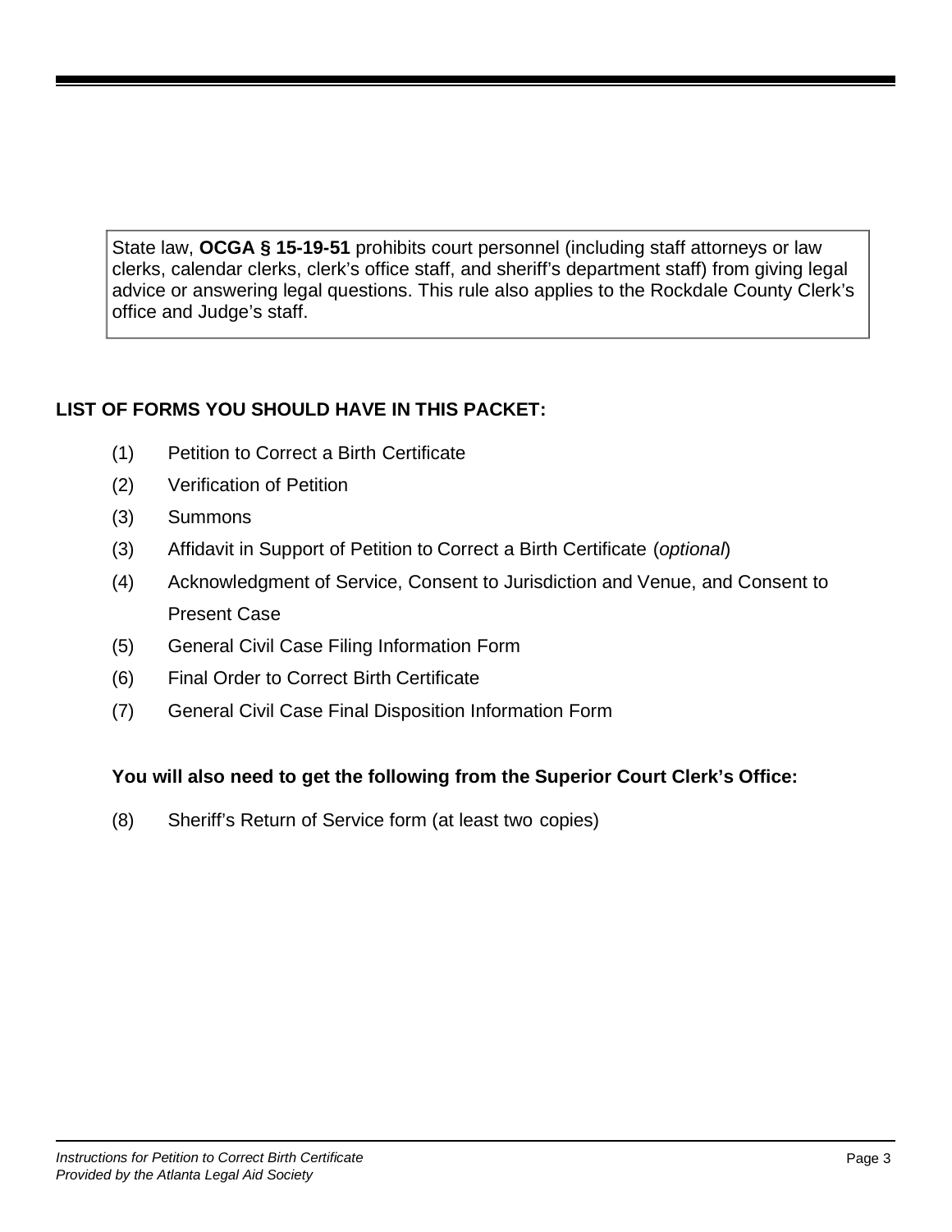State law, **OCGA § 15-19-51** prohibits court personnel (including staff attorneys or law clerks, calendar clerks, clerk's office staff, and sheriff's department staff) from giving legal advice or answering legal questions. This rule also applies to the Rockdale County Clerk's office and Judge's staff.

**LIST OF FORMS YOU SHOULD HAVE IN THIS PACKET:**

(1) Petition to Correct a Birth Certificate

(2) Verification of Petition

(3) Summons

(3) Affidavit in Support of Petition to Correct a Birth Certificate (*optional*)

(4) Acknowledgment of Service, Consent to Jurisdiction and Venue, and Consent to Present Case

(5) General Civil Case Filing Information Form

(6) Final Order to Correct Birth Certificate

(7) General Civil Case Final Disposition Information Form

**You will also need to get the following from the Superior Court Clerk's Office:**

(8) Sheriff's Return of Service form (at least two copies)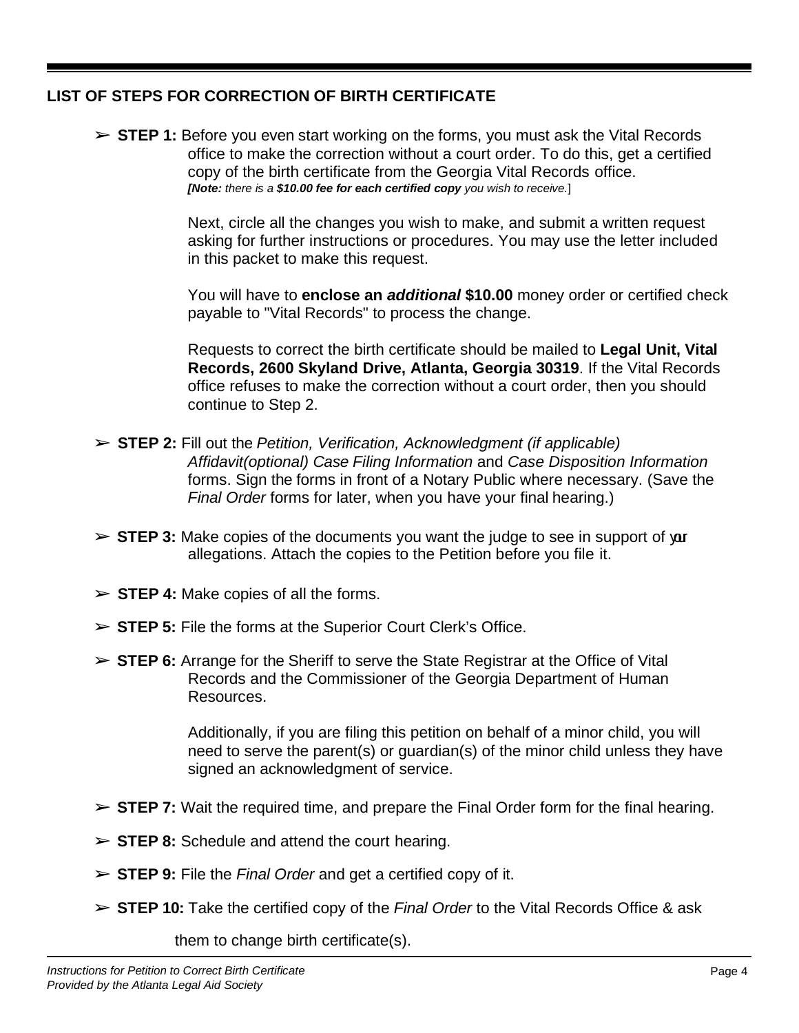## LIST OF STEPS FOR CORRECTION OF BIRTH CERTIFICATE

- **STEP 1:** Before you even start working on the forms, you must ask the Vital Records office to make the correction without a court order. To do this, get a certified copy of the birth certificate from the Georgia Vital Records office. ***[Note:** there is a **$10.00 fee for each certified copy** you wish to receive.*]

  Next, circle all the changes you wish to make, and submit a written request asking for further instructions or procedures. You may use the letter included in this packet to make this request.

  You will have to **enclose an *additional* $10.00** money order or certified check payable to "Vital Records" to process the change.

  Requests to correct the birth certificate should be mailed to **Legal Unit, Vital Records, 2600 Skyland Drive, Atlanta, Georgia 30319**. If the Vital Records office refuses to make the correction without a court order, then you should continue to Step 2.

- **STEP 2:** Fill out the *Petition, Verification, Acknowledgment (if applicable) Affidavit(optional) Case Filing Information* and *Case Disposition Information* forms. Sign the forms in front of a Notary Public where necessary. (Save the *Final Order* forms for later, when you have your final hearing.)

- **STEP 3:** Make copies of the documents you want the judge to see in support of your allegations. Attach the copies to the Petition before you file it.

- **STEP 4:** Make copies of all the forms.

- **STEP 5:** File the forms at the Superior Court Clerk's Office.

- **STEP 6:** Arrange for the Sheriff to serve the State Registrar at the Office of Vital Records and the Commissioner of the Georgia Department of Human Resources.

  Additionally, if you are filing this petition on behalf of a minor child, you will need to serve the parent(s) or guardian(s) of the minor child unless they have signed an acknowledgment of service.

- **STEP 7:** Wait the required time, and prepare the Final Order form for the final hearing.

- **STEP 8:** Schedule and attend the court hearing.

- **STEP 9:** File the *Final Order* and get a certified copy of it.

- **STEP 10:** Take the certified copy of the *Final Order* to the Vital Records Office & ask them to change birth certificate(s).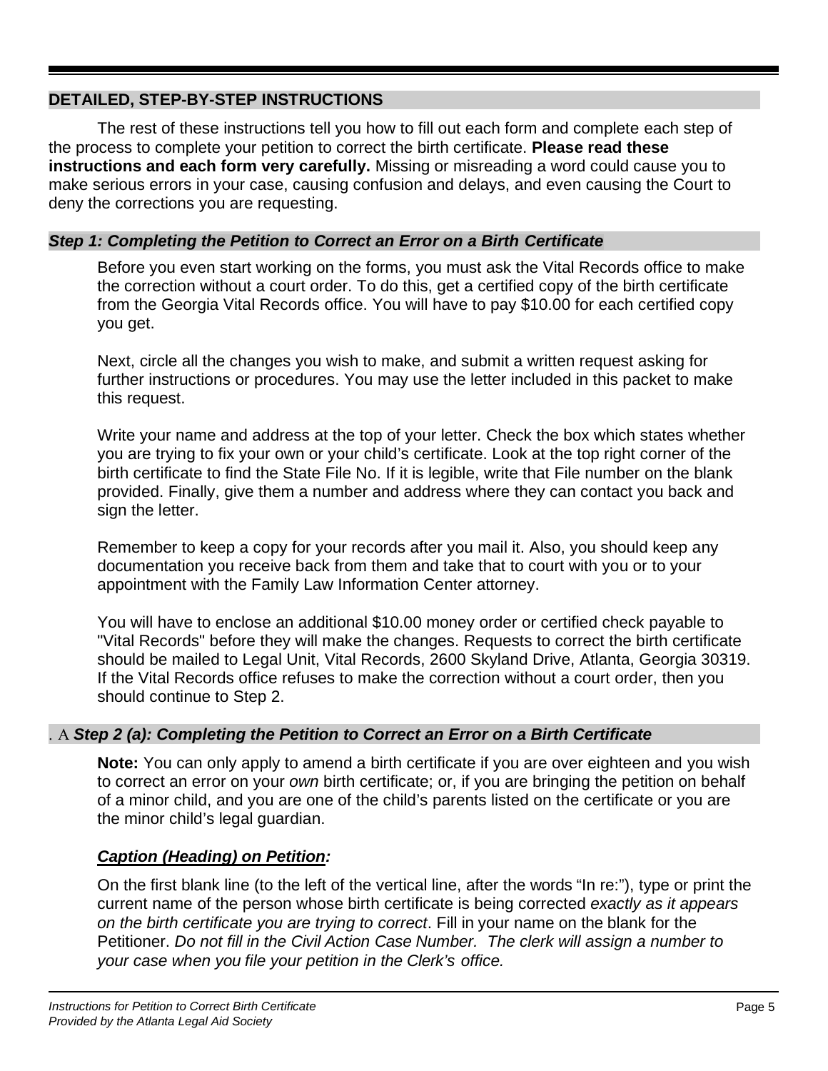## DETAILED, STEP-BY-STEP INSTRUCTIONS

The rest of these instructions tell you how to fill out each form and complete each step of the process to complete your petition to correct the birth certificate. **Please read these instructions and each form very carefully.** Missing or misreading a word could cause you to make serious errors in your case, causing confusion and delays, and even causing the Court to deny the corrections you are requesting.

### *Step 1: Completing the Petition to Correct an Error on a Birth Certificate*

Before you even start working on the forms, you must ask the Vital Records office to make the correction without a court order. To do this, get a certified copy of the birth certificate from the Georgia Vital Records office. You will have to pay $10.00 for each certified copy you get.

Next, circle all the changes you wish to make, and submit a written request asking for further instructions or procedures. You may use the letter included in this packet to make this request.

Write your name and address at the top of your letter. Check the box which states whether you are trying to fix your own or your child's certificate. Look at the top right corner of the birth certificate to find the State File No. If it is legible, write that File number on the blank provided. Finally, give them a number and address where they can contact you back and sign the letter.

Remember to keep a copy for your records after you mail it. Also, you should keep any documentation you receive back from them and take that to court with you or to your appointment with the Family Law Information Center attorney.

You will have to enclose an additional $10.00 money order or certified check payable to "Vital Records" before they will make the changes. Requests to correct the birth certificate should be mailed to Legal Unit, Vital Records, 2600 Skyland Drive, Atlanta, Georgia 30319. If the Vital Records office refuses to make the correction without a court order, then you should continue to Step 2.

### . A *Step 2 (a): Completing the Petition to Correct an Error on a Birth Certificate*

**Note:** You can only apply to amend a birth certificate if you are over eighteen and you wish to correct an error on your *own* birth certificate; or, if you are bringing the petition on behalf of a minor child, and you are one of the child's parents listed on the certificate or you are the minor child's legal guardian.

#### ***Caption (Heading) on Petition:***

On the first blank line (to the left of the vertical line, after the words "In re:"), type or print the current name of the person whose birth certificate is being corrected *exactly as it appears on the birth certificate you are trying to correct*. Fill in your name on the blank for the Petitioner. *Do not fill in the Civil Action Case Number. The clerk will assign a number to your case when you file your petition in the Clerk's office.*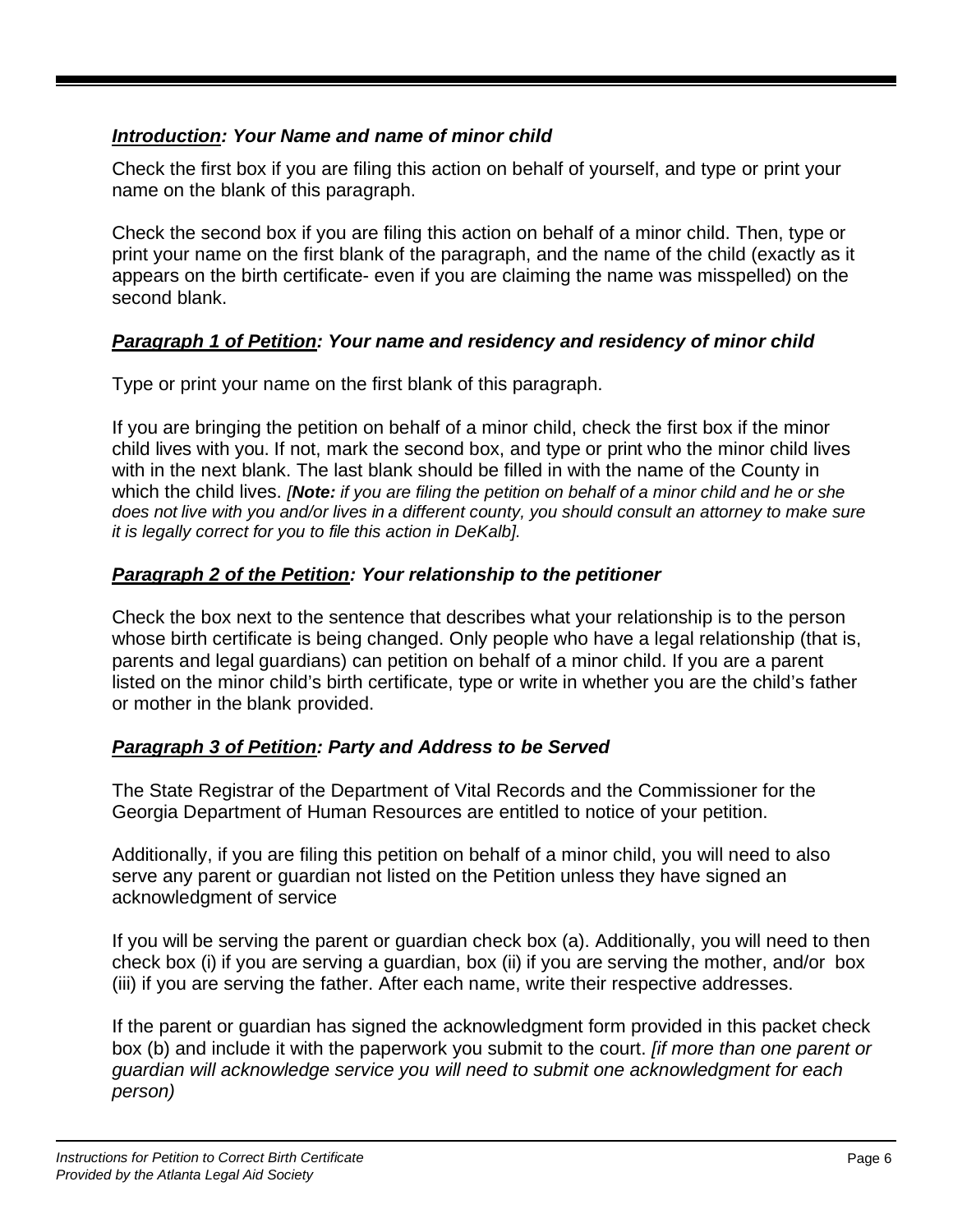***Introduction*: Your Name and name of minor child**

Check the first box if you are filing this action on behalf of yourself, and type or print your name on the blank of this paragraph.

Check the second box if you are filing this action on behalf of a minor child. Then, type or print your name on the first blank of the paragraph, and the name of the child (exactly as it appears on the birth certificate- even if you are claiming the name was misspelled) on the second blank.

***Paragraph 1 of Petition*: Your name and residency and residency of minor child**

Type or print your name on the first blank of this paragraph.

If you are bringing the petition on behalf of a minor child, check the first box if the minor child lives with you. If not, mark the second box, and type or print who the minor child lives with in the next blank. The last blank should be filled in with the name of the County in which the child lives. *[**Note:** if you are filing the petition on behalf of a minor child and he or she does not live with you and/or lives in a different county, you should consult an attorney to make sure it is legally correct for you to file this action in DeKalb].*

***Paragraph 2 of the Petition*: Your relationship to the petitioner**

Check the box next to the sentence that describes what your relationship is to the person whose birth certificate is being changed. Only people who have a legal relationship (that is, parents and legal guardians) can petition on behalf of a minor child. If you are a parent listed on the minor child's birth certificate, type or write in whether you are the child's father or mother in the blank provided.

***Paragraph 3 of Petition*: Party and Address to be Served**

The State Registrar of the Department of Vital Records and the Commissioner for the Georgia Department of Human Resources are entitled to notice of your petition.

Additionally, if you are filing this petition on behalf of a minor child, you will need to also serve any parent or guardian not listed on the Petition unless they have signed an acknowledgment of service

If you will be serving the parent or guardian check box (a). Additionally, you will need to then check box (i) if you are serving a guardian, box (ii) if you are serving the mother, and/or box (iii) if you are serving the father. After each name, write their respective addresses.

If the parent or guardian has signed the acknowledgment form provided in this packet check box (b) and include it with the paperwork you submit to the court. *[if more than one parent or guardian will acknowledge service you will need to submit one acknowledgment for each person)*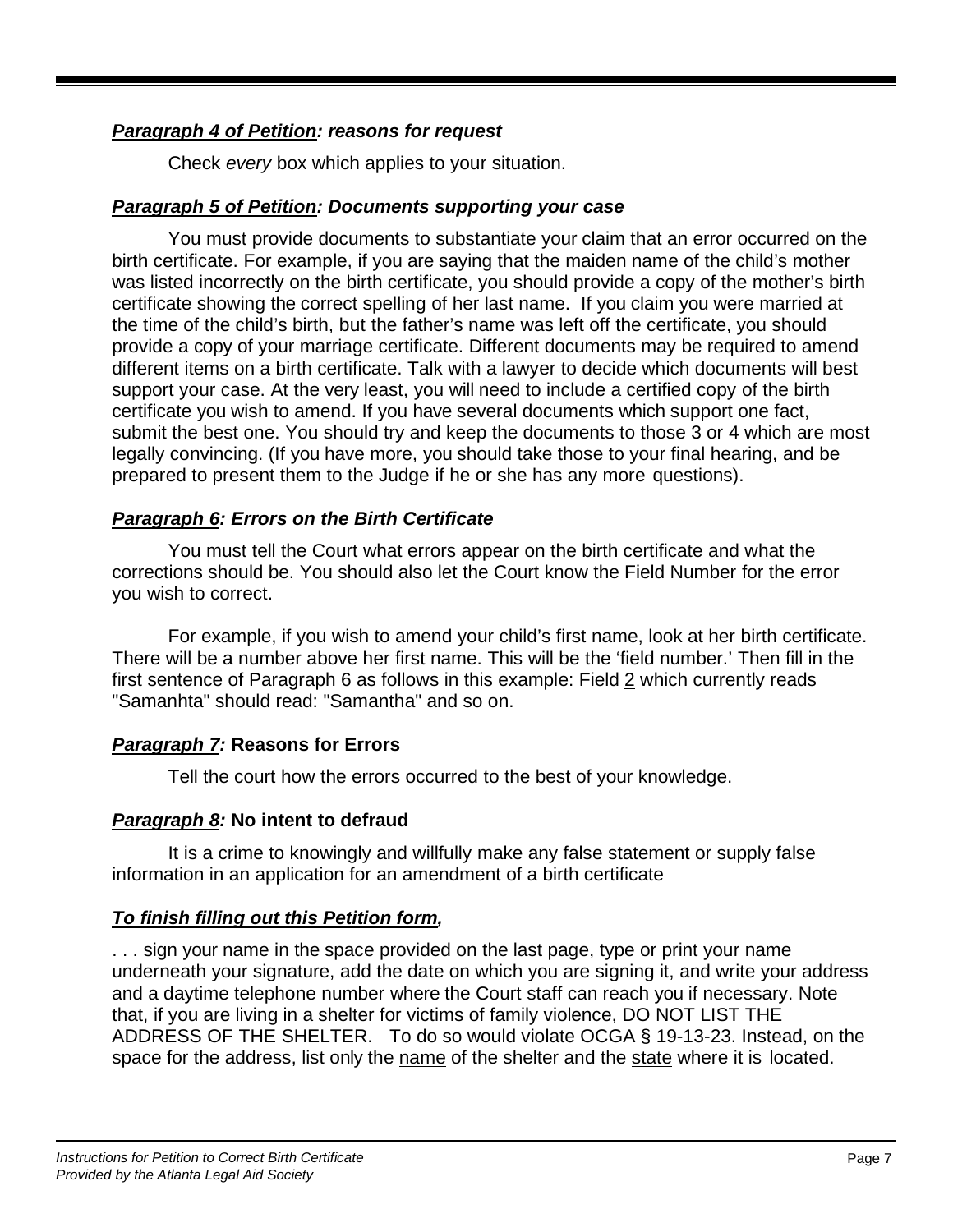***Paragraph 4 of Petition*: reasons for request**

Check *every* box which applies to your situation.

***Paragraph 5 of Petition*: Documents supporting your case**

You must provide documents to substantiate your claim that an error occurred on the birth certificate. For example, if you are saying that the maiden name of the child's mother was listed incorrectly on the birth certificate, you should provide a copy of the mother's birth certificate showing the correct spelling of her last name. If you claim you were married at the time of the child's birth, but the father's name was left off the certificate, you should provide a copy of your marriage certificate. Different documents may be required to amend different items on a birth certificate. Talk with a lawyer to decide which documents will best support your case. At the very least, you will need to include a certified copy of the birth certificate you wish to amend. If you have several documents which support one fact, submit the best one. You should try and keep the documents to those 3 or 4 which are most legally convincing. (If you have more, you should take those to your final hearing, and be prepared to present them to the Judge if he or she has any more questions).

***Paragraph 6*: Errors on the Birth Certificate**

You must tell the Court what errors appear on the birth certificate and what the corrections should be. You should also let the Court know the Field Number for the error you wish to correct.

For example, if you wish to amend your child's first name, look at her birth certificate. There will be a number above her first name. This will be the 'field number.' Then fill in the first sentence of Paragraph 6 as follows in this example: Field 2 which currently reads "Samanhta" should read: "Samantha" and so on.

***Paragraph 7*: Reasons for Errors**

Tell the court how the errors occurred to the best of your knowledge.

***Paragraph 8*: No intent to defraud**

It is a crime to knowingly and willfully make any false statement or supply false information in an application for an amendment of a birth certificate

***To finish filling out this Petition form,***

. . . sign your name in the space provided on the last page, type or print your name underneath your signature, add the date on which you are signing it, and write your address and a daytime telephone number where the Court staff can reach you if necessary. Note that, if you are living in a shelter for victims of family violence, DO NOT LIST THE ADDRESS OF THE SHELTER. To do so would violate OCGA § 19-13-23. Instead, on the space for the address, list only the name of the shelter and the state where it is located.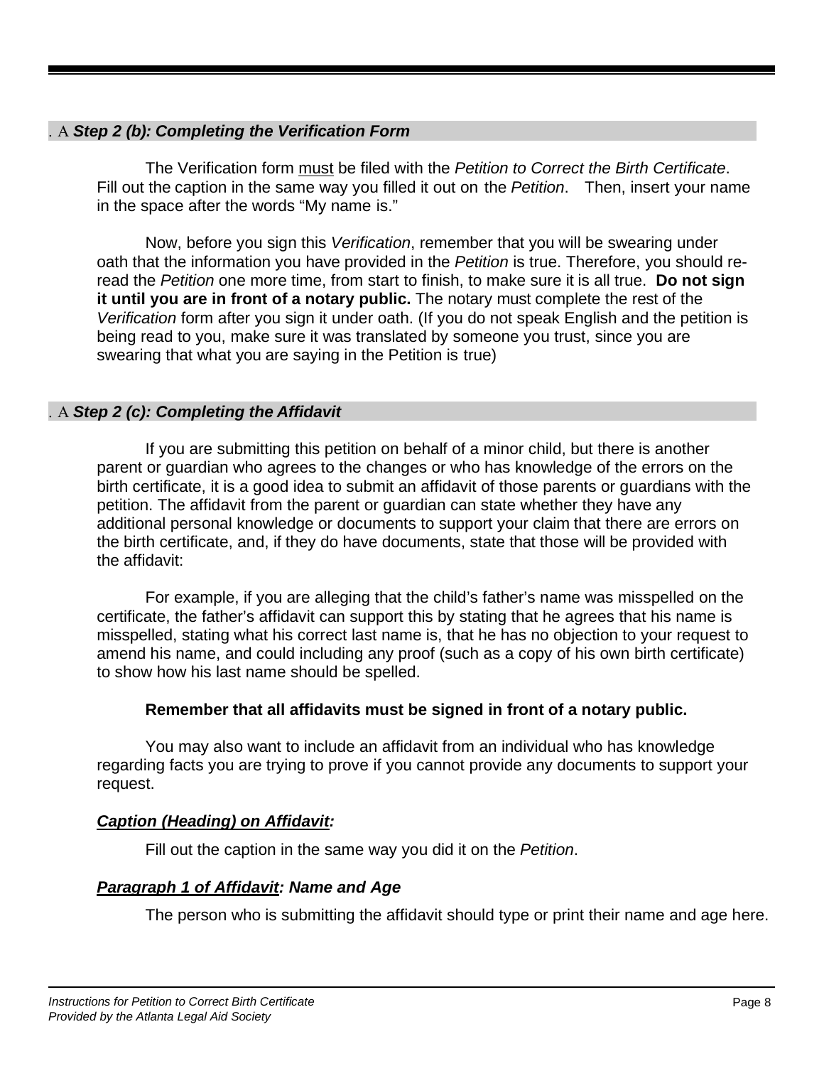### . A *Step 2 (b): Completing the Verification Form*

The Verification form must be filed with the *Petition to Correct the Birth Certificate*. Fill out the caption in the same way you filled it out on the *Petition*. Then, insert your name in the space after the words "My name is."

Now, before you sign this *Verification*, remember that you will be swearing under oath that the information you have provided in the *Petition* is true. Therefore, you should re-read the *Petition* one more time, from start to finish, to make sure it is all true. **Do not sign it until you are in front of a notary public.** The notary must complete the rest of the *Verification* form after you sign it under oath. (If you do not speak English and the petition is being read to you, make sure it was translated by someone you trust, since you are swearing that what you are saying in the Petition is true)

### . A *Step 2 (c): Completing the Affidavit*

If you are submitting this petition on behalf of a minor child, but there is another parent or guardian who agrees to the changes or who has knowledge of the errors on the birth certificate, it is a good idea to submit an affidavit of those parents or guardians with the petition. The affidavit from the parent or guardian can state whether they have any additional personal knowledge or documents to support your claim that there are errors on the birth certificate, and, if they do have documents, state that those will be provided with the affidavit:

For example, if you are alleging that the child's father's name was misspelled on the certificate, the father's affidavit can support this by stating that he agrees that his name is misspelled, stating what his correct last name is, that he has no objection to your request to amend his name, and could including any proof (such as a copy of his own birth certificate) to show how his last name should be spelled.

**Remember that all affidavits must be signed in front of a notary public.**

You may also want to include an affidavit from an individual who has knowledge regarding facts you are trying to prove if you cannot provide any documents to support your request.

#### ***Caption (Heading) on Affidavit:***

Fill out the caption in the same way you did it on the *Petition*.

#### ***Paragraph 1 of Affidavit: Name and Age***

The person who is submitting the affidavit should type or print their name and age here.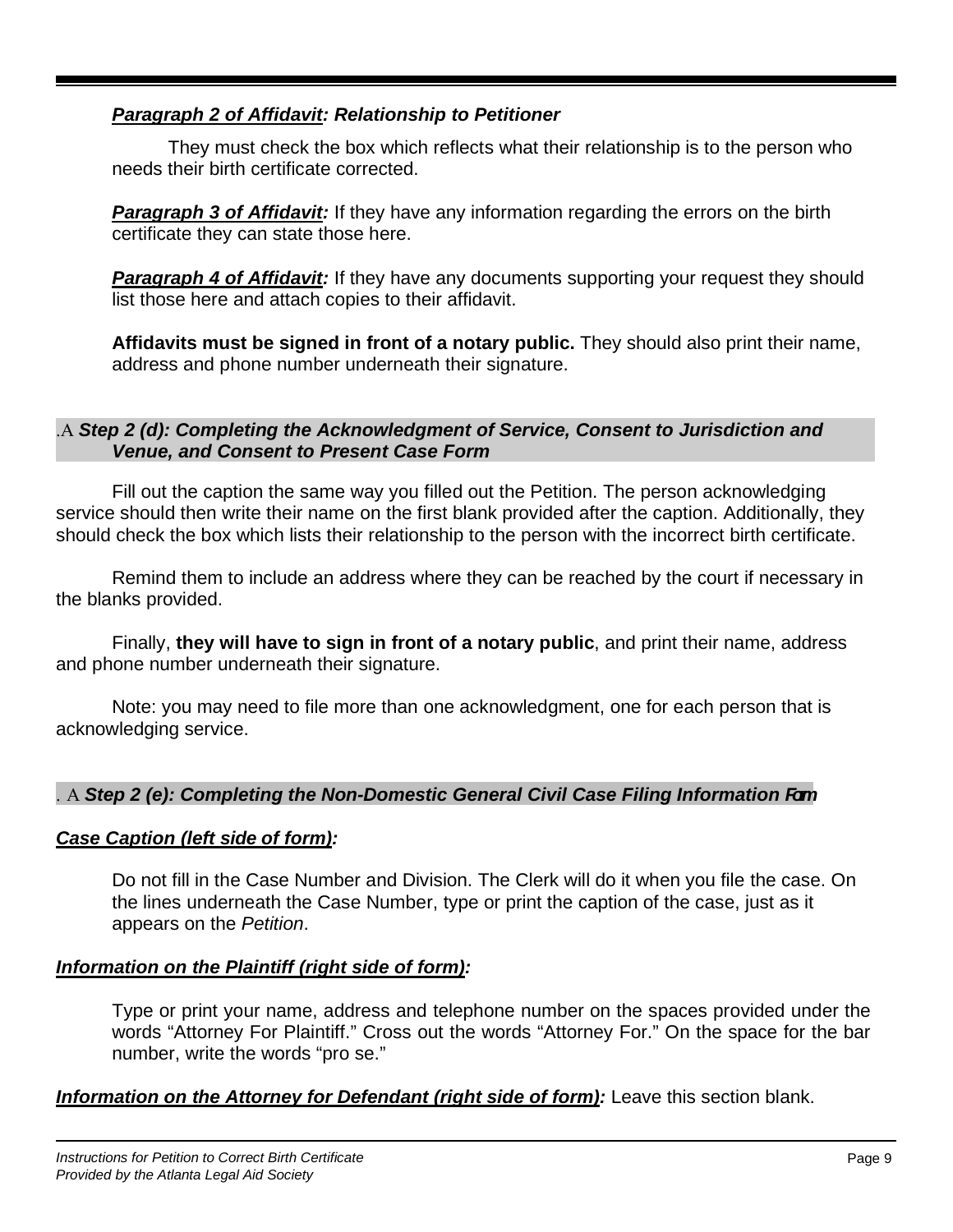***Paragraph 2 of Affidavit**: Relationship to Petitioner*

They must check the box which reflects what their relationship is to the person who needs their birth certificate corrected.

***Paragraph 3 of Affidavit**:* If they have any information regarding the errors on the birth certificate they can state those here.

***Paragraph 4 of Affidavit**:* If they have any documents supporting your request they should list those here and attach copies to their affidavit.

**Affidavits must be signed in front of a notary public.** They should also print their name, address and phone number underneath their signature.

### *Step 2 (d): Completing the Acknowledgment of Service, Consent to Jurisdiction and Venue, and Consent to Present Case Form*

Fill out the caption the same way you filled out the Petition. The person acknowledging service should then write their name on the first blank provided after the caption. Additionally, they should check the box which lists their relationship to the person with the incorrect birth certificate.

Remind them to include an address where they can be reached by the court if necessary in the blanks provided.

Finally, **they will have to sign in front of a notary public**, and print their name, address and phone number underneath their signature.

Note: you may need to file more than one acknowledgment, one for each person that is acknowledging service.

### *Step 2 (e): Completing the Non-Domestic General Civil Case Filing Information Form*

***Case Caption (left side of form)**:*

Do not fill in the Case Number and Division. The Clerk will do it when you file the case. On the lines underneath the Case Number, type or print the caption of the case, just as it appears on the *Petition*.

***Information on the Plaintiff (right side of form)**:*

Type or print your name, address and telephone number on the spaces provided under the words "Attorney For Plaintiff." Cross out the words "Attorney For." On the space for the bar number, write the words "pro se."

***Information on the Attorney for Defendant (right side of form)**:* Leave this section blank.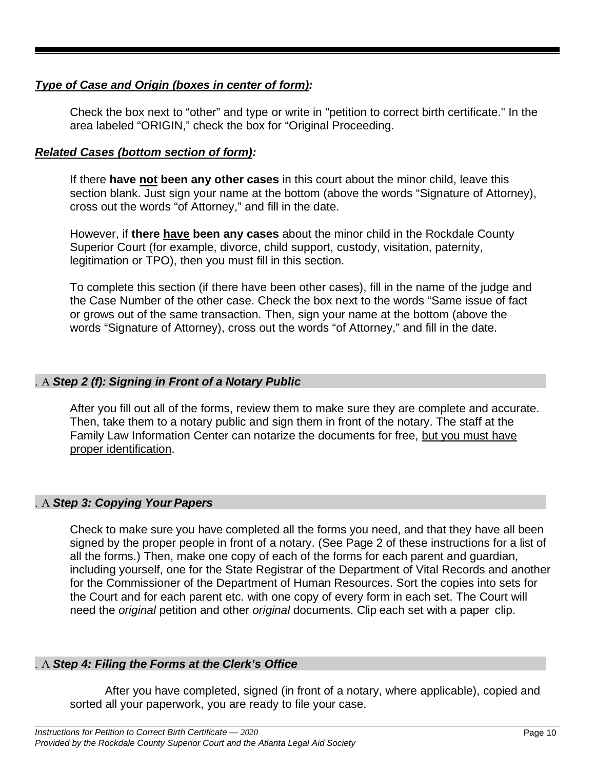***Type of Case and Origin (boxes in center of form):***

Check the box next to "other" and type or write in "petition to correct birth certificate." In the area labeled "ORIGIN," check the box for "Original Proceeding.

***Related Cases (bottom section of form):***

If there **have not been any other cases** in this court about the minor child, leave this section blank. Just sign your name at the bottom (above the words "Signature of Attorney), cross out the words "of Attorney," and fill in the date.

However, if **there have been any cases** about the minor child in the Rockdale County Superior Court (for example, divorce, child support, custody, visitation, paternity, legitimation or TPO), then you must fill in this section.

To complete this section (if there have been other cases), fill in the name of the judge and the Case Number of the other case. Check the box next to the words "Same issue of fact or grows out of the same transaction. Then, sign your name at the bottom (above the words "Signature of Attorney), cross out the words "of Attorney," and fill in the date.

### ***Step 2 (f): Signing in Front of a Notary Public***

After you fill out all of the forms, review them to make sure they are complete and accurate. Then, take them to a notary public and sign them in front of the notary. The staff at the Family Law Information Center can notarize the documents for free, but you must have proper identification.

### ***Step 3: Copying Your Papers***

Check to make sure you have completed all the forms you need, and that they have all been signed by the proper people in front of a notary. (See Page 2 of these instructions for a list of all the forms.) Then, make one copy of each of the forms for each parent and guardian, including yourself, one for the State Registrar of the Department of Vital Records and another for the Commissioner of the Department of Human Resources. Sort the copies into sets for the Court and for each parent etc. with one copy of every form in each set. The Court will need the *original* petition and other *original* documents. Clip each set with a paper clip.

### ***Step 4: Filing the Forms at the Clerk's Office***

After you have completed, signed (in front of a notary, where applicable), copied and sorted all your paperwork, you are ready to file your case.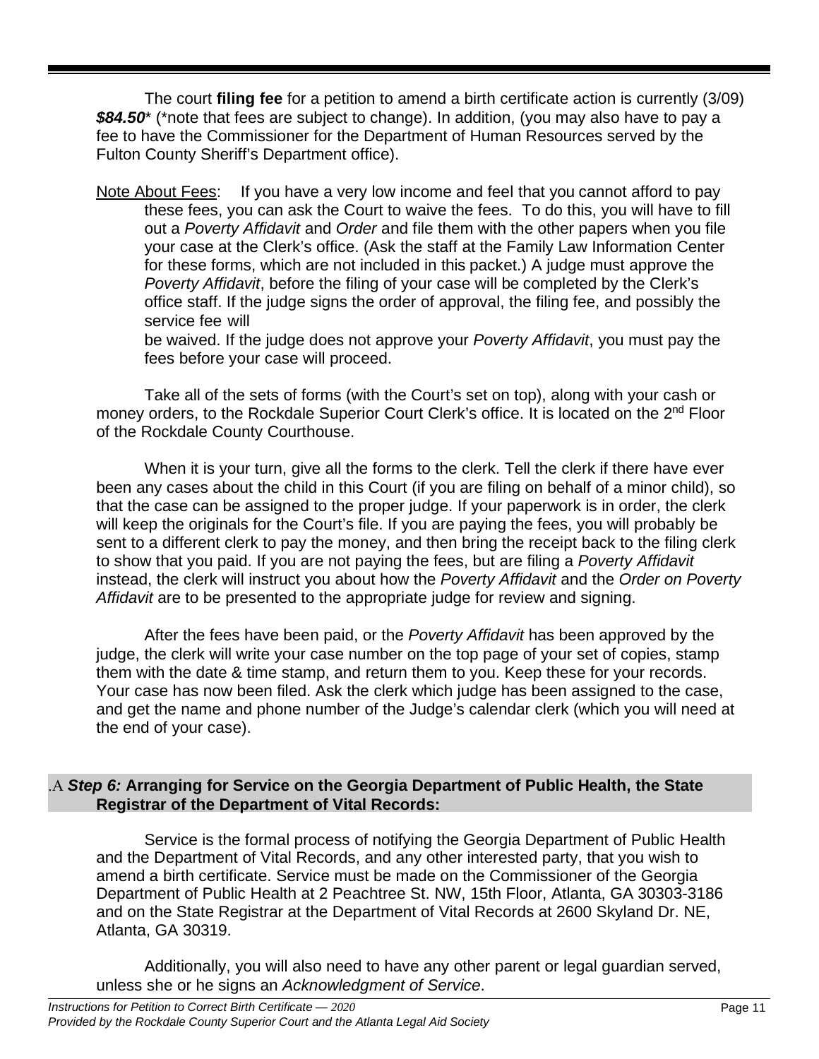The court **filing fee** for a petition to amend a birth certificate action is currently (3/09) ***$84.50**** (*note that fees are subject to change). In addition, (you may also have to pay a fee to have the Commissioner for the Department of Human Resources served by the Fulton County Sheriff's Department office).

Note About Fees: If you have a very low income and feel that you cannot afford to pay these fees, you can ask the Court to waive the fees. To do this, you will have to fill out a *Poverty Affidavit* and *Order* and file them with the other papers when you file your case at the Clerk's office. (Ask the staff at the Family Law Information Center for these forms, which are not included in this packet.) A judge must approve the *Poverty Affidavit*, before the filing of your case will be completed by the Clerk's office staff. If the judge signs the order of approval, the filing fee, and possibly the service fee will be waived. If the judge does not approve your *Poverty Affidavit*, you must pay the fees before your case will proceed.

Take all of the sets of forms (with the Court's set on top), along with your cash or money orders, to the Rockdale Superior Court Clerk's office. It is located on the 2nd Floor of the Rockdale County Courthouse.

When it is your turn, give all the forms to the clerk. Tell the clerk if there have ever been any cases about the child in this Court (if you are filing on behalf of a minor child), so that the case can be assigned to the proper judge. If your paperwork is in order, the clerk will keep the originals for the Court's file. If you are paying the fees, you will probably be sent to a different clerk to pay the money, and then bring the receipt back to the filing clerk to show that you paid. If you are not paying the fees, but are filing a *Poverty Affidavit* instead, the clerk will instruct you about how the *Poverty Affidavit* and the *Order on Poverty Affidavit* are to be presented to the appropriate judge for review and signing.

After the fees have been paid, or the *Poverty Affidavit* has been approved by the judge, the clerk will write your case number on the top page of your set of copies, stamp them with the date & time stamp, and return them to you. Keep these for your records. Your case has now been filed. Ask the clerk which judge has been assigned to the case, and get the name and phone number of the Judge's calendar clerk (which you will need at the end of your case).

### .A *Step 6:* Arranging for Service on the Georgia Department of Public Health, the State Registrar of the Department of Vital Records:

Service is the formal process of notifying the Georgia Department of Public Health and the Department of Vital Records, and any other interested party, that you wish to amend a birth certificate. Service must be made on the Commissioner of the Georgia Department of Public Health at 2 Peachtree St. NW, 15th Floor, Atlanta, GA 30303-3186 and on the State Registrar at the Department of Vital Records at 2600 Skyland Dr. NE, Atlanta, GA 30319.

Additionally, you will also need to have any other parent or legal guardian served, unless she or he signs an *Acknowledgment of Service*.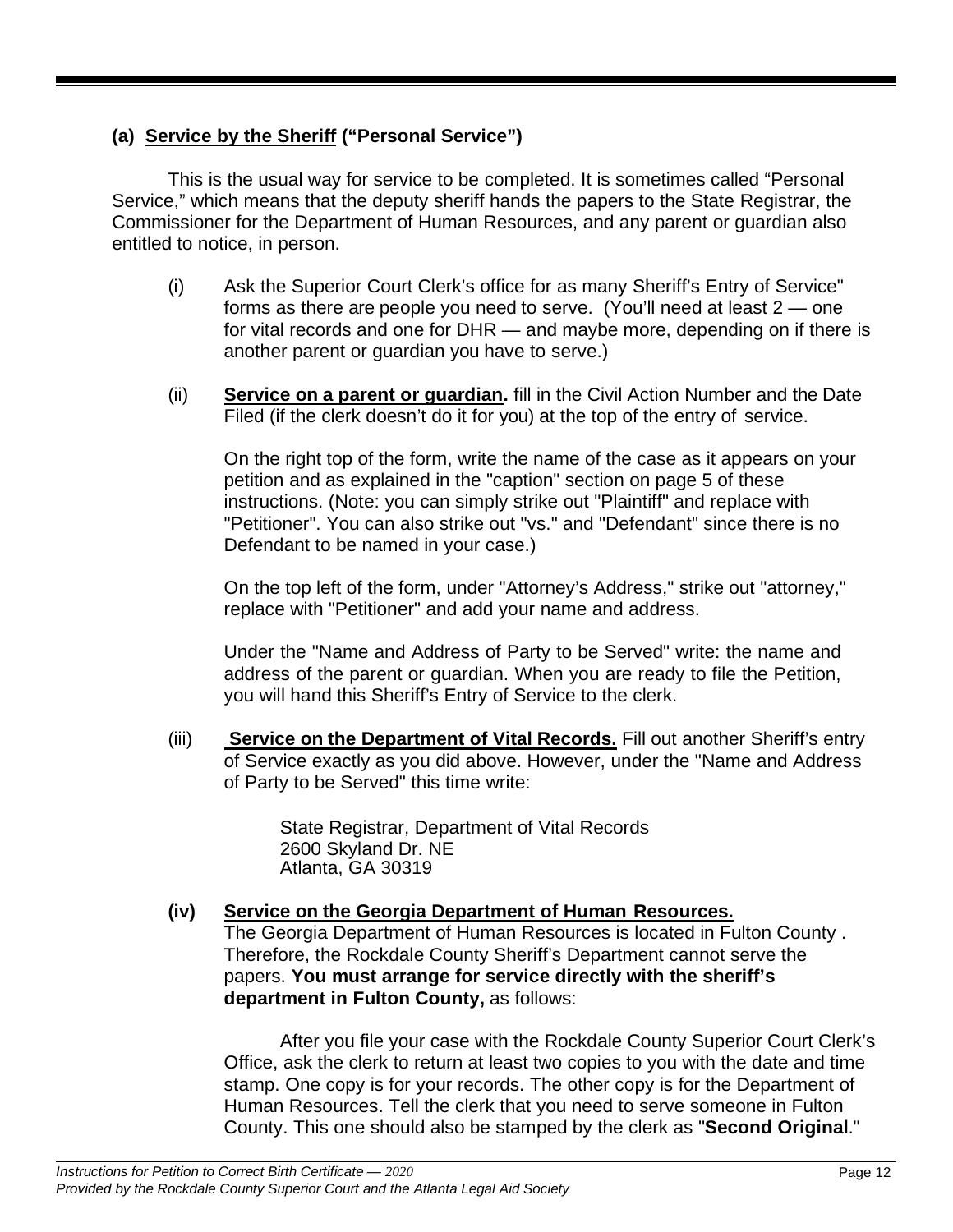### (a) <u>Service by the Sheriff</u> ("Personal Service")

This is the usual way for service to be completed. It is sometimes called "Personal Service," which means that the deputy sheriff hands the papers to the State Registrar, the Commissioner for the Department of Human Resources, and any parent or guardian also entitled to notice, in person.

(i) Ask the Superior Court Clerk's office for as many Sheriff's Entry of Service" forms as there are people you need to serve. (You'll need at least 2 — one for vital records and one for DHR — and maybe more, depending on if there is another parent or guardian you have to serve.)

(ii) **<u>Service on a parent or guardian</u>.** fill in the Civil Action Number and the Date Filed (if the clerk doesn't do it for you) at the top of the entry of service.

On the right top of the form, write the name of the case as it appears on your petition and as explained in the "caption" section on page 5 of these instructions. (Note: you can simply strike out "Plaintiff" and replace with "Petitioner". You can also strike out "vs." and "Defendant" since there is no Defendant to be named in your case.)

On the top left of the form, under "Attorney's Address," strike out "attorney," replace with "Petitioner" and add your name and address.

Under the "Name and Address of Party to be Served" write: the name and address of the parent or guardian. When you are ready to file the Petition, you will hand this Sheriff's Entry of Service to the clerk.

(iii) **<u>Service on the Department of Vital Records.</u>** Fill out another Sheriff's entry of Service exactly as you did above. However, under the "Name and Address of Party to be Served" this time write:

State Registrar, Department of Vital Records
2600 Skyland Dr. NE
Atlanta, GA 30319

**(iv) <u>Service on the Georgia Department of Human Resources.</u>**
The Georgia Department of Human Resources is located in Fulton County . Therefore, the Rockdale County Sheriff's Department cannot serve the papers. **You must arrange for service directly with the sheriff's department in Fulton County,** as follows:

After you file your case with the Rockdale County Superior Court Clerk's Office, ask the clerk to return at least two copies to you with the date and time stamp. One copy is for your records. The other copy is for the Department of Human Resources. Tell the clerk that you need to serve someone in Fulton County. This one should also be stamped by the clerk as "**Second Original**."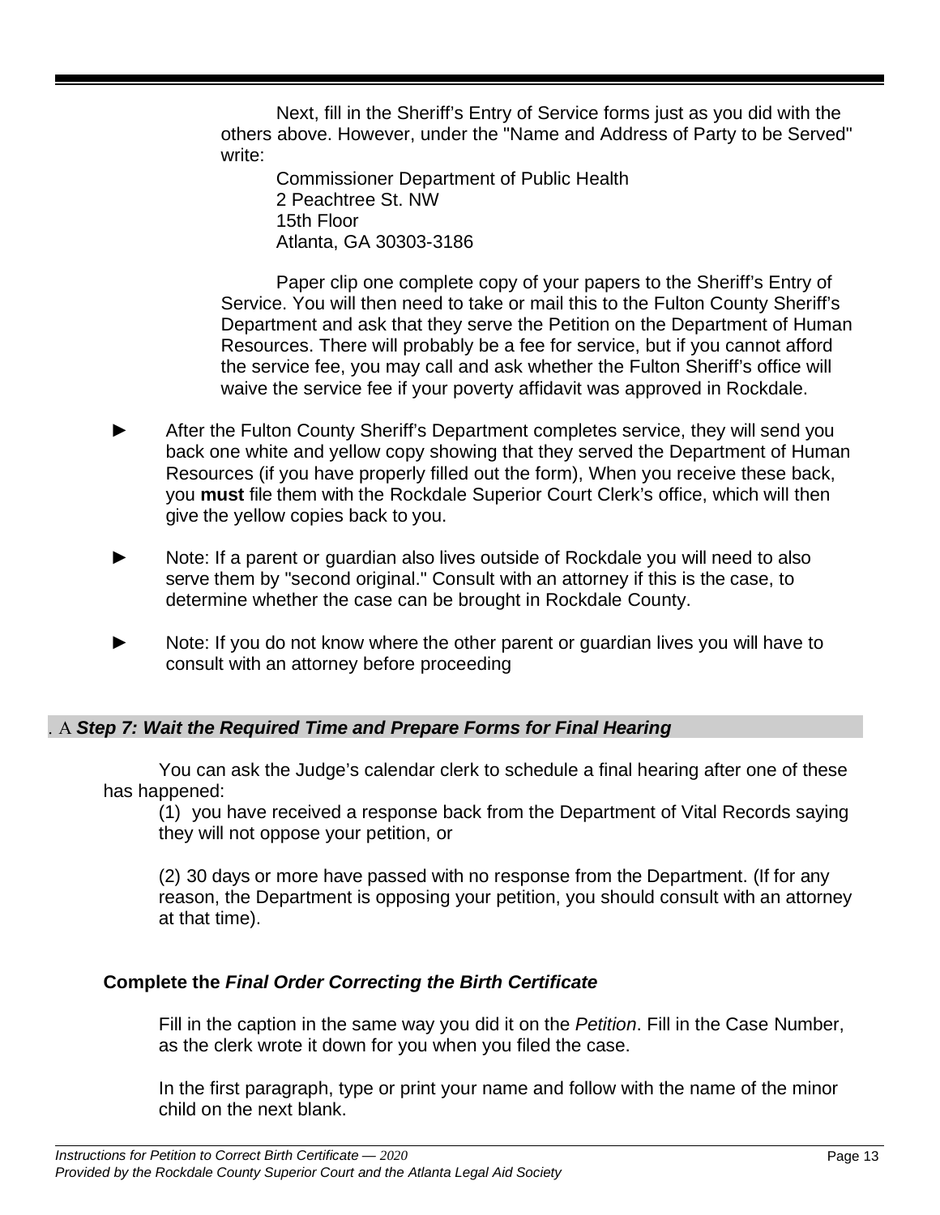Next, fill in the Sheriff's Entry of Service forms just as you did with the others above. However, under the "Name and Address of Party to be Served" write:

Commissioner Department of Public Health
2 Peachtree St. NW
15th Floor
Atlanta, GA 30303-3186

Paper clip one complete copy of your papers to the Sheriff's Entry of Service. You will then need to take or mail this to the Fulton County Sheriff's Department and ask that they serve the Petition on the Department of Human Resources. There will probably be a fee for service, but if you cannot afford the service fee, you may call and ask whether the Fulton Sheriff's office will waive the service fee if your poverty affidavit was approved in Rockdale.

► After the Fulton County Sheriff's Department completes service, they will send you back one white and yellow copy showing that they served the Department of Human Resources (if you have properly filled out the form), When you receive these back, you **must** file them with the Rockdale Superior Court Clerk's office, which will then give the yellow copies back to you.

► Note: If a parent or guardian also lives outside of Rockdale you will need to also serve them by "second original." Consult with an attorney if this is the case, to determine whether the case can be brought in Rockdale County.

► Note: If you do not know where the other parent or guardian lives you will have to consult with an attorney before proceeding

## . A ***Step 7: Wait the Required Time and Prepare Forms for Final Hearing***

You can ask the Judge's calendar clerk to schedule a final hearing after one of these has happened:

(1) you have received a response back from the Department of Vital Records saying they will not oppose your petition, or

(2) 30 days or more have passed with no response from the Department. (If for any reason, the Department is opposing your petition, you should consult with an attorney at that time).

### Complete the *Final Order Correcting the Birth Certificate*

Fill in the caption in the same way you did it on the *Petition*. Fill in the Case Number, as the clerk wrote it down for you when you filed the case.

In the first paragraph, type or print your name and follow with the name of the minor child on the next blank.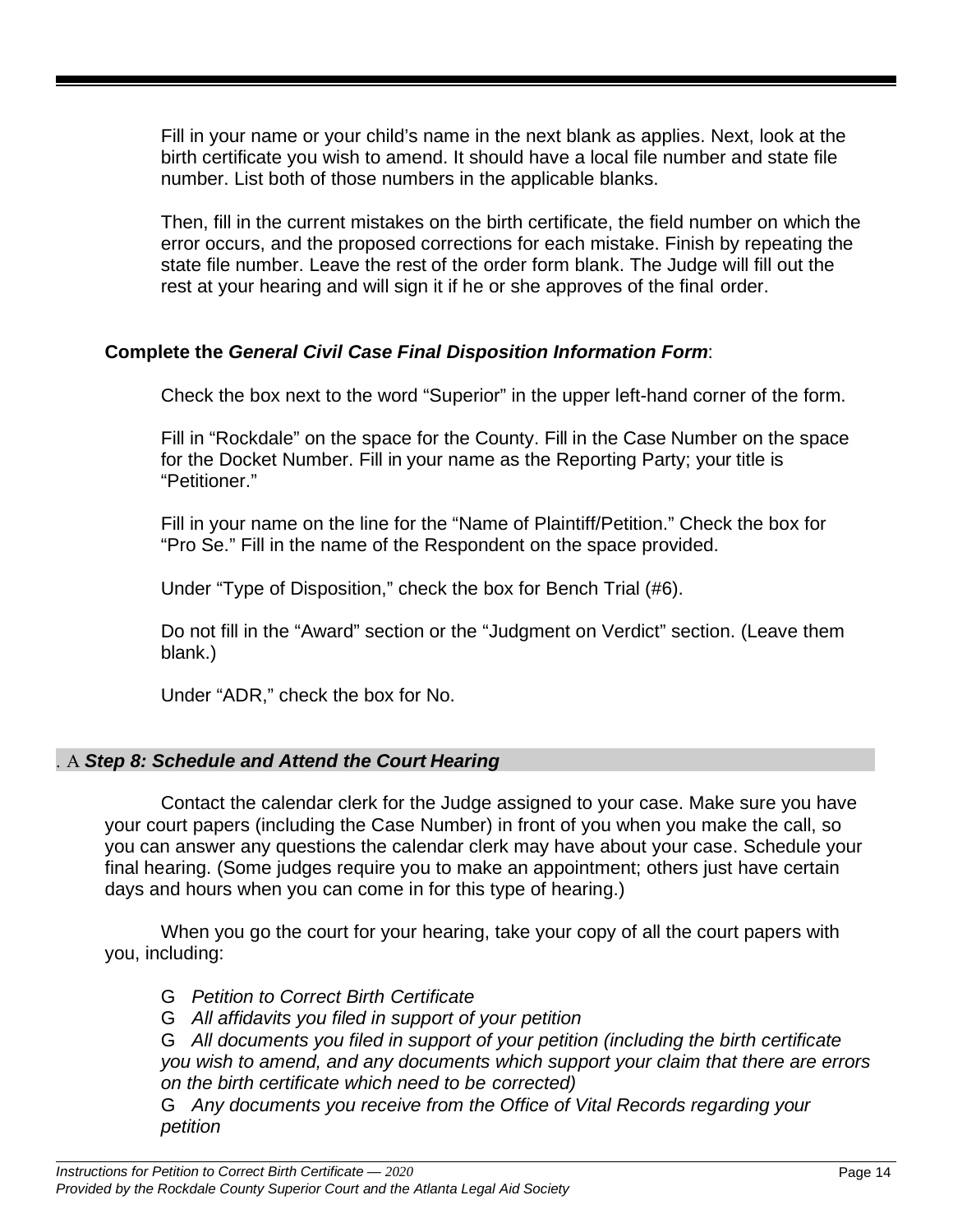Fill in your name or your child's name in the next blank as applies. Next, look at the birth certificate you wish to amend. It should have a local file number and state file number. List both of those numbers in the applicable blanks.

Then, fill in the current mistakes on the birth certificate, the field number on which the error occurs, and the proposed corrections for each mistake. Finish by repeating the state file number. Leave the rest of the order form blank. The Judge will fill out the rest at your hearing and will sign it if he or she approves of the final order.

**Complete the *General Civil Case Final Disposition Information Form***:

Check the box next to the word "Superior" in the upper left-hand corner of the form.

Fill in "Rockdale" on the space for the County. Fill in the Case Number on the space for the Docket Number. Fill in your name as the Reporting Party; your title is "Petitioner."

Fill in your name on the line for the "Name of Plaintiff/Petition." Check the box for "Pro Se." Fill in the name of the Respondent on the space provided.

Under "Type of Disposition," check the box for Bench Trial (#6).

Do not fill in the "Award" section or the "Judgment on Verdict" section. (Leave them blank.)

Under "ADR," check the box for No.

## *Step 8: Schedule and Attend the Court Hearing*

Contact the calendar clerk for the Judge assigned to your case. Make sure you have your court papers (including the Case Number) in front of you when you make the call, so you can answer any questions the calendar clerk may have about your case. Schedule your final hearing. (Some judges require you to make an appointment; others just have certain days and hours when you can come in for this type of hearing.)

When you go the court for your hearing, take your copy of all the court papers with you, including:

- *Petition to Correct Birth Certificate*
- *All affidavits you filed in support of your petition*
- *All documents you filed in support of your petition (including the birth certificate you wish to amend, and any documents which support your claim that there are errors on the birth certificate which need to be corrected)*
- *Any documents you receive from the Office of Vital Records regarding your petition*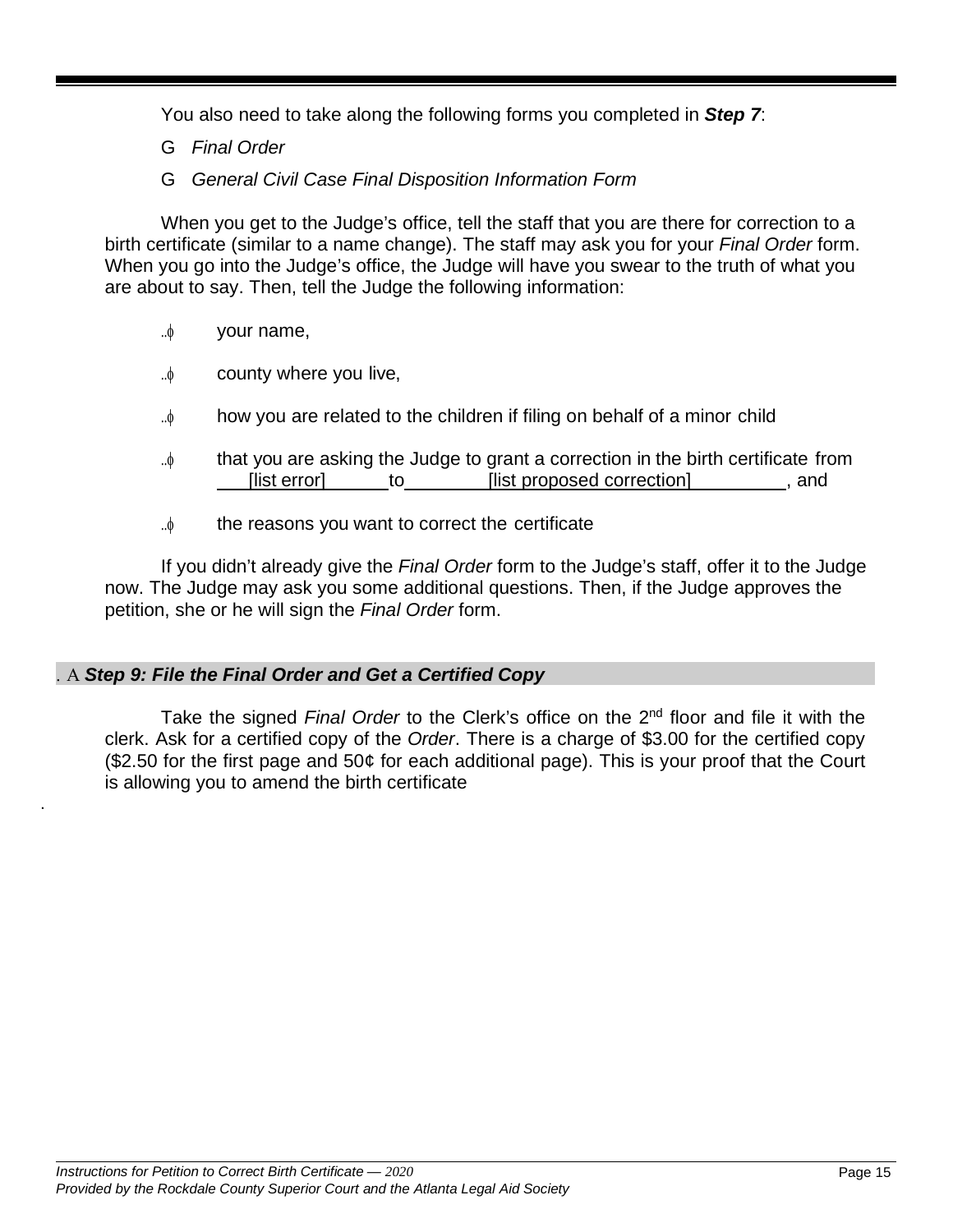You also need to take along the following forms you completed in ***Step 7***:

- *Final Order*
- *General Civil Case Final Disposition Information Form*

When you get to the Judge's office, tell the staff that you are there for correction to a birth certificate (similar to a name change). The staff may ask you for your *Final Order* form. When you go into the Judge's office, the Judge will have you swear to the truth of what you are about to say. Then, tell the Judge the following information:

- your name,
- county where you live,
- how you are related to the children if filing on behalf of a minor child
- that you are asking the Judge to grant a correction in the birth certificate from \_\_\_[list error]\_\_\_ to \_\_\_[list proposed correction]\_\_\_, and
- the reasons you want to correct the certificate

If you didn't already give the *Final Order* form to the Judge's staff, offer it to the Judge now. The Judge may ask you some additional questions. Then, if the Judge approves the petition, she or he will sign the *Final Order* form.

## ***Step 9: File the Final Order and Get a Certified Copy***

Take the signed *Final Order* to the Clerk's office on the 2nd floor and file it with the clerk. Ask for a certified copy of the *Order*. There is a charge of $3.00 for the certified copy ($2.50 for the first page and 50¢ for each additional page). This is your proof that the Court is allowing you to amend the birth certificate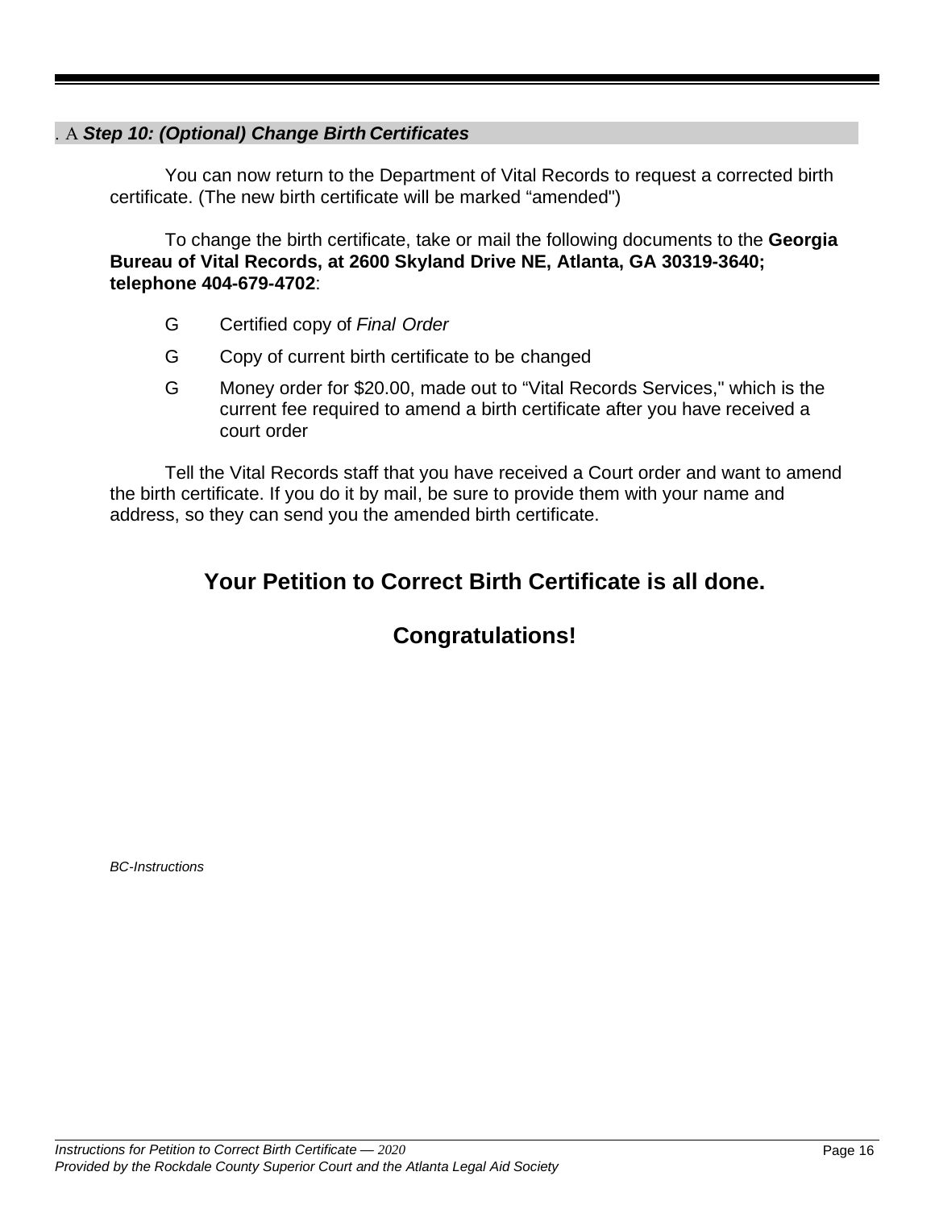## . A *Step 10: (Optional) Change Birth Certificates*

You can now return to the Department of Vital Records to request a corrected birth certificate. (The new birth certificate will be marked "amended")

To change the birth certificate, take or mail the following documents to the **Georgia Bureau of Vital Records, at 2600 Skyland Drive NE, Atlanta, GA 30319-3640; telephone 404-679-4702**:

- G Certified copy of *Final Order*
- G Copy of current birth certificate to be changed
- G Money order for $20.00, made out to "Vital Records Services," which is the current fee required to amend a birth certificate after you have received a court order

Tell the Vital Records staff that you have received a Court order and want to amend the birth certificate. If you do it by mail, be sure to provide them with your name and address, so they can send you the amended birth certificate.

## Your Petition to Correct Birth Certificate is all done.

## Congratulations!

*BC-Instructions*